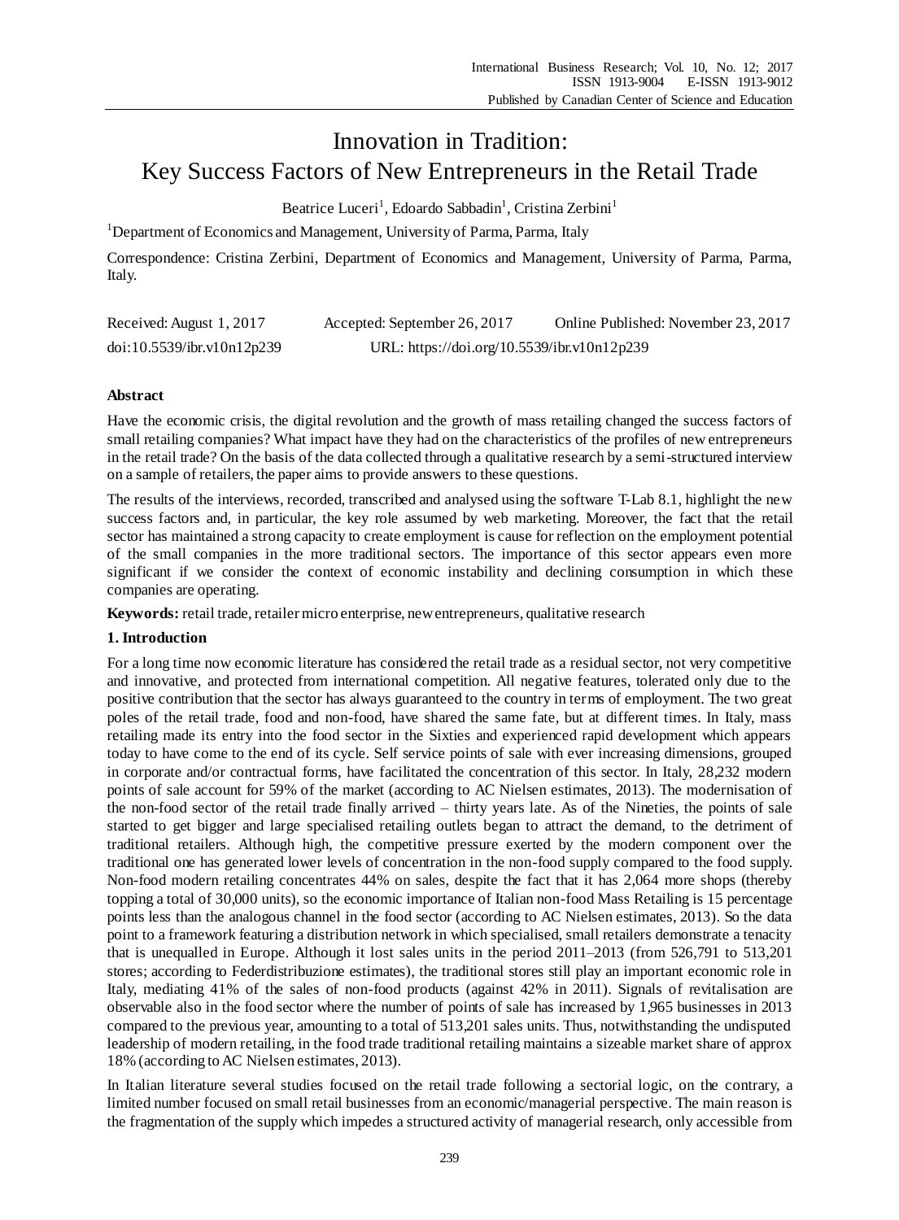# Innovation in Tradition: Key Success Factors of New Entrepreneurs in the Retail Trade

Beatrice Luceri[1], Edoardo Sabbadin[1], Cristina Zerbini[1]

[1]Department of Economics and Management, University of Parma, Parma, Italy

Correspondence: Cristina Zerbini, Department of Economics and Management, University of Parma, Parma, Italy.

Received: August 1, 2017 Accepted: September 26, 2017 Online Published: November 23, 2017

doi:10.5539/ibr.v10n12p239 URL: https://doi.org/10.5539/ibr.v10n12p239

## Abstract

Have the economic crisis, the digital revolution and the growth of mass retailing changed the success factors of small retailing companies? What impact have they had on the characteristics of the profiles of new entrepreneurs in the retail trade? On the basis of the data collected through a qualitative research by a semi-structured interview on a sample of retailers, the paper aims to provide answers to these questions.

The results of the interviews, recorded, transcribed and analysed using the software T-Lab 8.1, highlight the new success factors and, in particular, the key role assumed by web marketing. Moreover, the fact that the retail sector has maintained a strong capacity to create employment is cause for reflection on the employment potential of the small companies in the more traditional sectors. The importance of this sector appears even more significant if we consider the context of economic instability and declining consumption in which these companies are operating.

**Keywords:** retail trade, retailer micro enterprise, new entrepreneurs, qualitative research

## 1. Introduction

For a long time now economic literature has considered the retail trade as a residual sector, not very competitive and innovative, and protected from international competition. All negative features, tolerated only due to the positive contribution that the sector has always guaranteed to the country in terms of employment. The two great poles of the retail trade, food and non-food, have shared the same fate, but at different times. In Italy, mass retailing made its entry into the food sector in the Sixties and experienced rapid development which appears today to have come to the end of its cycle. Self service points of sale with ever increasing dimensions, grouped in corporate and/or contractual forms, have facilitated the concentration of this sector. In Italy, 28,232 modern points of sale account for 59% of the market (according to AC Nielsen estimates, 2013). The modernisation of the non-food sector of the retail trade finally arrived – thirty years late. As of the Nineties, the points of sale started to get bigger and large specialised retailing outlets began to attract the demand, to the detriment of traditional retailers. Although high, the competitive pressure exerted by the modern component over the traditional one has generated lower levels of concentration in the non-food supply compared to the food supply. Non-food modern retailing concentrates 44% on sales, despite the fact that it has 2,064 more shops (thereby topping a total of 30,000 units), so the economic importance of Italian non-food Mass Retailing is 15 percentage points less than the analogous channel in the food sector (according to AC Nielsen estimates, 2013). So the data point to a framework featuring a distribution network in which specialised, small retailers demonstrate a tenacity that is unequalled in Europe. Although it lost sales units in the period 2011–2013 (from 526,791 to 513,201 stores; according to Federdistribuzione estimates), the traditional stores still play an important economic role in Italy, mediating 41% of the sales of non-food products (against 42% in 2011). Signals of revitalisation are observable also in the food sector where the number of points of sale has increased by 1,965 businesses in 2013 compared to the previous year, amounting to a total of 513,201 sales units. Thus, notwithstanding the undisputed leadership of modern retailing, in the food trade traditional retailing maintains a sizeable market share of approx 18% (according to AC Nielsen estimates, 2013).

In Italian literature several studies focused on the retail trade following a sectorial logic, on the contrary, a limited number focused on small retail businesses from an economic/managerial perspective. The main reason is the fragmentation of the supply which impedes a structured activity of managerial research, only accessible from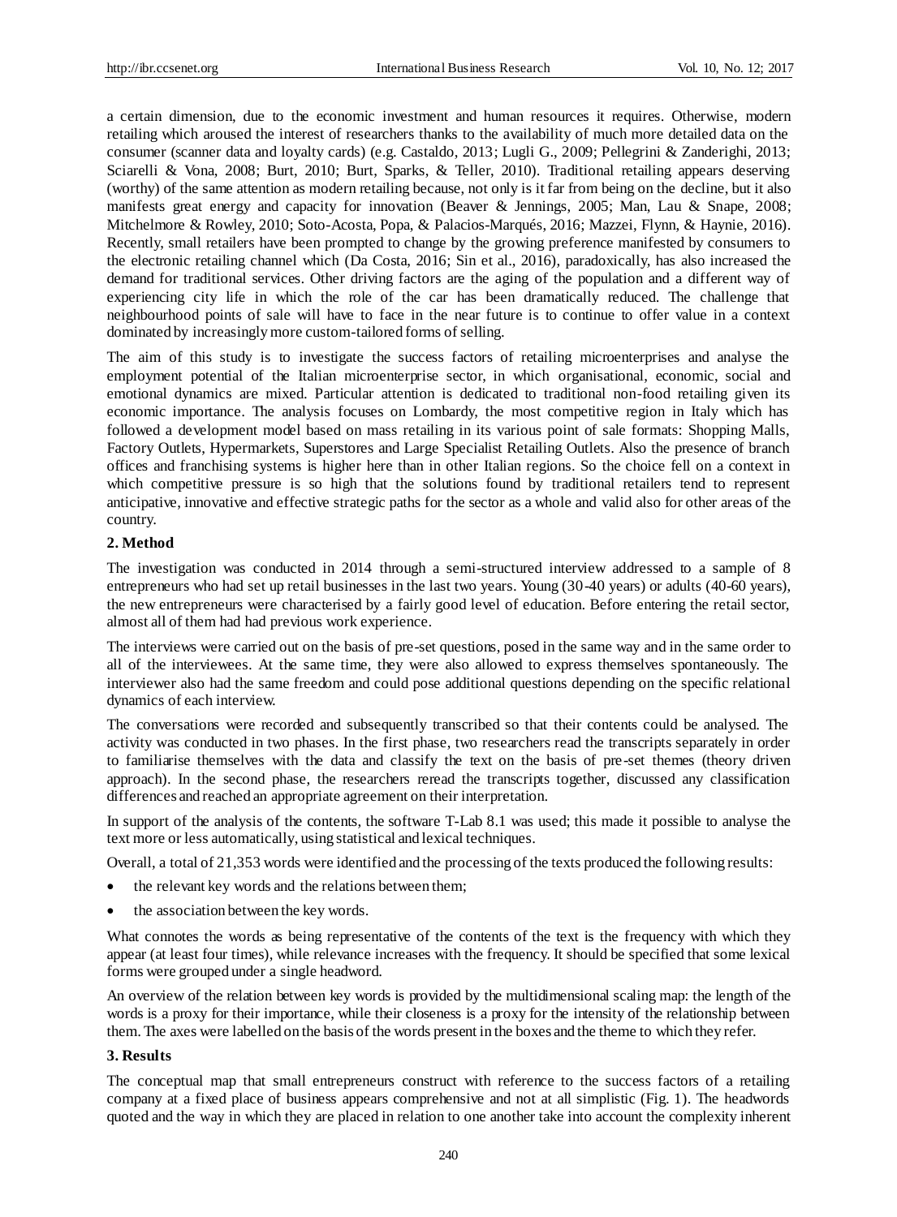a certain dimension, due to the economic investment and human resources it requires. Otherwise, modern retailing which aroused the interest of researchers thanks to the availability of much more detailed data on the consumer (scanner data and loyalty cards) (e.g. Castaldo, 2013; Lugli G., 2009; Pellegrini & Zanderighi, 2013; Sciarelli & Vona, 2008; Burt, 2010; Burt, Sparks, & Teller, 2010). Traditional retailing appears deserving (worthy) of the same attention as modern retailing because, not only is it far from being on the decline, but it also manifests great energy and capacity for innovation (Beaver & Jennings, 2005; Man, Lau & Snape, 2008; Mitchelmore & Rowley, 2010; Soto-Acosta, Popa, & Palacios-Marqués, 2016; Mazzei, Flynn, & Haynie, 2016). Recently, small retailers have been prompted to change by the growing preference manifested by consumers to the electronic retailing channel which (Da Costa, 2016; Sin et al., 2016), paradoxically, has also increased the demand for traditional services. Other driving factors are the aging of the population and a different way of experiencing city life in which the role of the car has been dramatically reduced. The challenge that neighbourhood points of sale will have to face in the near future is to continue to offer value in a context dominated by increasingly more custom-tailored forms of selling.

The aim of this study is to investigate the success factors of retailing microenterprises and analyse the employment potential of the Italian microenterprise sector, in which organisational, economic, social and emotional dynamics are mixed. Particular attention is dedicated to traditional non-food retailing given its economic importance. The analysis focuses on Lombardy, the most competitive region in Italy which has followed a development model based on mass retailing in its various point of sale formats: Shopping Malls, Factory Outlets, Hypermarkets, Superstores and Large Specialist Retailing Outlets. Also the presence of branch offices and franchising systems is higher here than in other Italian regions. So the choice fell on a context in which competitive pressure is so high that the solutions found by traditional retailers tend to represent anticipative, innovative and effective strategic paths for the sector as a whole and valid also for other areas of the country.

## 2. Method

The investigation was conducted in 2014 through a semi-structured interview addressed to a sample of 8 entrepreneurs who had set up retail businesses in the last two years. Young (30-40 years) or adults (40-60 years), the new entrepreneurs were characterised by a fairly good level of education. Before entering the retail sector, almost all of them had had previous work experience.

The interviews were carried out on the basis of pre-set questions, posed in the same way and in the same order to all of the interviewees. At the same time, they were also allowed to express themselves spontaneously. The interviewer also had the same freedom and could pose additional questions depending on the specific relational dynamics of each interview.

The conversations were recorded and subsequently transcribed so that their contents could be analysed. The activity was conducted in two phases. In the first phase, two researchers read the transcripts separately in order to familiarise themselves with the data and classify the text on the basis of pre-set themes (theory driven approach). In the second phase, the researchers reread the transcripts together, discussed any classification differences and reached an appropriate agreement on their interpretation.

In support of the analysis of the contents, the software T-Lab 8.1 was used; this made it possible to analyse the text more or less automatically, using statistical and lexical techniques.

Overall, a total of 21,353 words were identified and the processing of the texts produced the following results:

- the relevant key words and the relations between them;
- the association between the key words.

What connotes the words as being representative of the contents of the text is the frequency with which they appear (at least four times), while relevance increases with the frequency. It should be specified that some lexical forms were grouped under a single headword.

An overview of the relation between key words is provided by the multidimensional scaling map: the length of the words is a proxy for their importance, while their closeness is a proxy for the intensity of the relationship between them. The axes were labelled on the basis of the words present in the boxes and the theme to which they refer.

## 3. Results

The conceptual map that small entrepreneurs construct with reference to the success factors of a retailing company at a fixed place of business appears comprehensive and not at all simplistic (Fig. 1). The headwords quoted and the way in which they are placed in relation to one another take into account the complexity inherent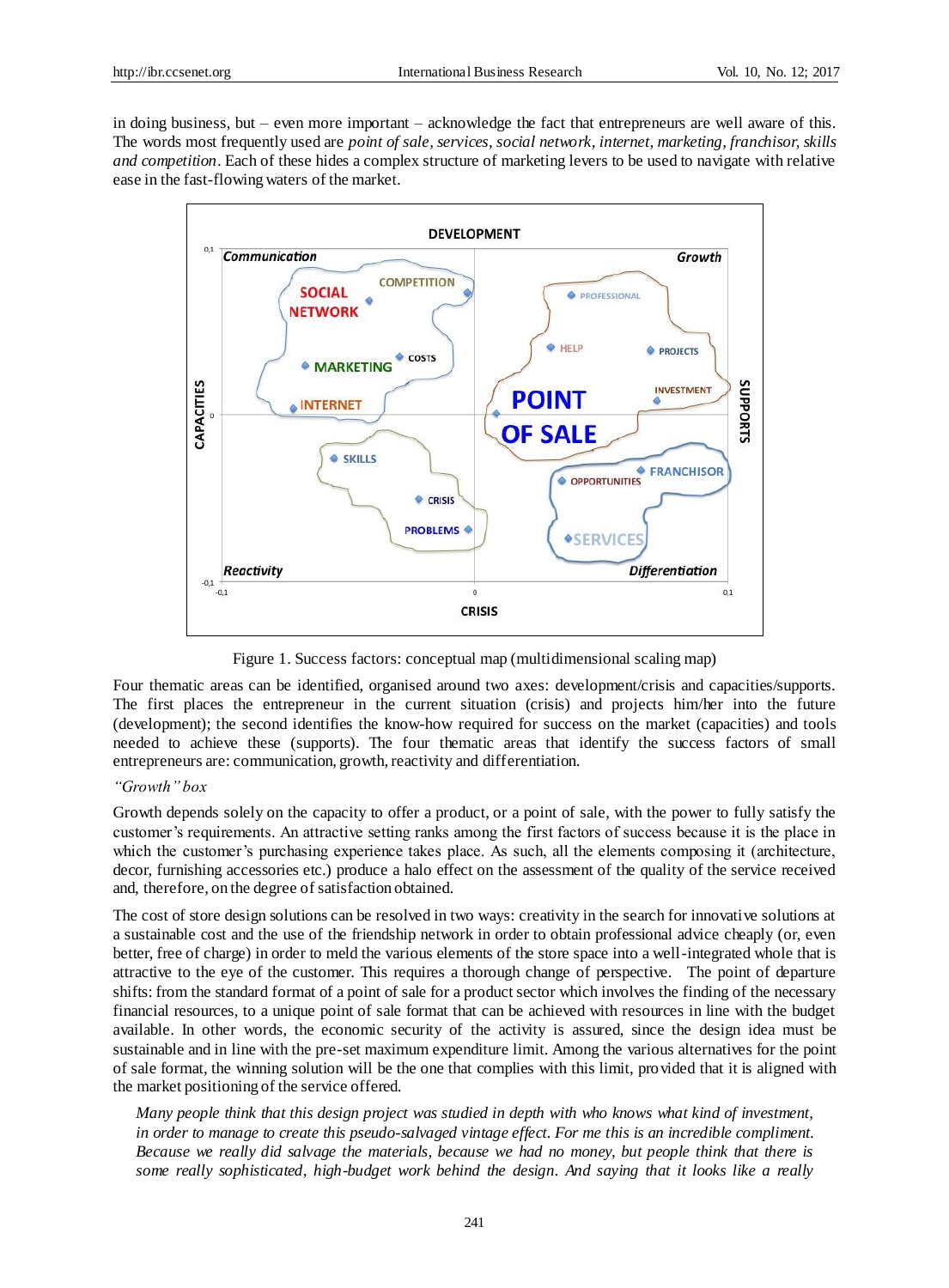in doing business, but – even more important – acknowledge the fact that entrepreneurs are well aware of this. The words most frequently used are *point of sale*, *services*, *social network*, *internet*, *marketing*, *franchisor*, *skills and competition*. Each of these hides a complex structure of marketing levers to be used to navigate with relative ease in the fast-flowing waters of the market.

Figure 1. Success factors: conceptual map (multidimensional scaling map)

Four thematic areas can be identified, organised around two axes: development/crisis and capacities/supports. The first places the entrepreneur in the current situation (crisis) and projects him/her into the future (development); the second identifies the know-how required for success on the market (capacities) and tools needed to achieve these (supports). The four thematic areas that identify the success factors of small entrepreneurs are: communication, growth, reactivity and differentiation.

*"Growth" box*

Growth depends solely on the capacity to offer a product, or a point of sale, with the power to fully satisfy the customer's requirements. An attractive setting ranks among the first factors of success because it is the place in which the customer's purchasing experience takes place. As such, all the elements composing it (architecture, decor, furnishing accessories etc.) produce a halo effect on the assessment of the quality of the service received and, therefore, on the degree of satisfaction obtained.

The cost of store design solutions can be resolved in two ways: creativity in the search for innovative solutions at a sustainable cost and the use of the friendship network in order to obtain professional advice cheaply (or, even better, free of charge) in order to meld the various elements of the store space into a well-integrated whole that is attractive to the eye of the customer. This requires a thorough change of perspective. The point of departure shifts: from the standard format of a point of sale for a product sector which involves the finding of the necessary financial resources, to a unique point of sale format that can be achieved with resources in line with the budget available. In other words, the economic security of the activity is assured, since the design idea must be sustainable and in line with the pre-set maximum expenditure limit. Among the various alternatives for the point of sale format, the winning solution will be the one that complies with this limit, provided that it is aligned with the market positioning of the service offered.

> *Many people think that this design project was studied in depth with who knows what kind of investment, in order to manage to create this pseudo-salvaged vintage effect. For me this is an incredible compliment. Because we really did salvage the materials, because we had no money, but people think that there is some really sophisticated, high-budget work behind the design. And saying that it looks like a really*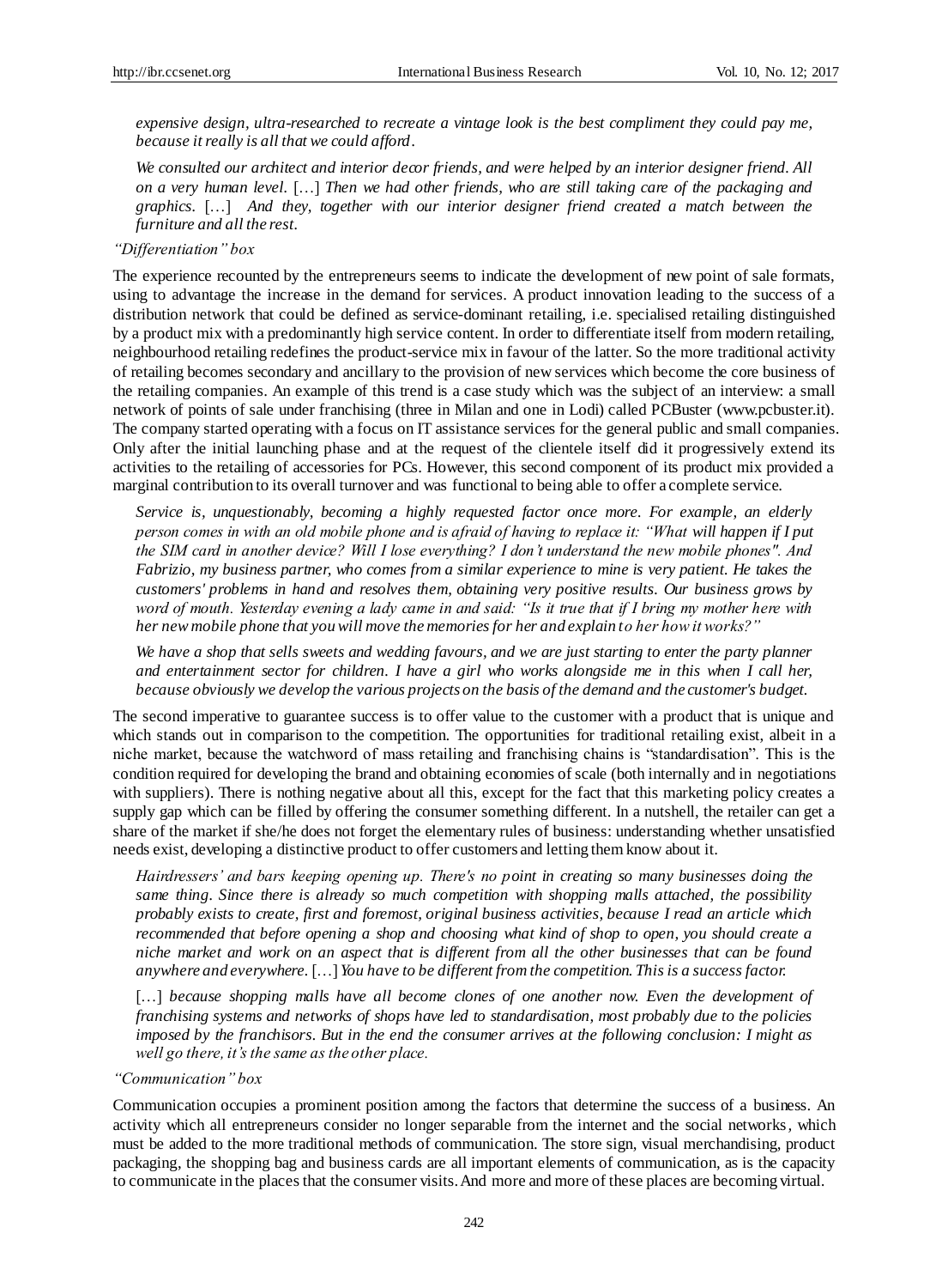*expensive design, ultra-researched to recreate a vintage look is the best compliment they could pay me, because it really is all that we could afford.*

*We consulted our architect and interior decor friends, and were helped by an interior designer friend. All on a very human level.* […] *Then we had other friends, who are still taking care of the packaging and graphics.* […] *And they, together with our interior designer friend created a match between the furniture and all the rest.*

*"Differentiation" box*

The experience recounted by the entrepreneurs seems to indicate the development of new point of sale formats, using to advantage the increase in the demand for services. A product innovation leading to the success of a distribution network that could be defined as service-dominant retailing, i.e. specialised retailing distinguished by a product mix with a predominantly high service content. In order to differentiate itself from modern retailing, neighbourhood retailing redefines the product-service mix in favour of the latter. So the more traditional activity of retailing becomes secondary and ancillary to the provision of new services which become the core business of the retailing companies. An example of this trend is a case study which was the subject of an interview: a small network of points of sale under franchising (three in Milan and one in Lodi) called PCBuster (www.pcbuster.it). The company started operating with a focus on IT assistance services for the general public and small companies. Only after the initial launching phase and at the request of the clientele itself did it progressively extend its activities to the retailing of accessories for PCs. However, this second component of its product mix provided a marginal contribution to its overall turnover and was functional to being able to offer a complete service.

*Service is, unquestionably, becoming a highly requested factor once more. For example, an elderly person comes in with an old mobile phone and is afraid of having to replace it: "What will happen if I put the SIM card in another device? Will I lose everything? I don't understand the new mobile phones". And Fabrizio, my business partner, who comes from a similar experience to mine is very patient. He takes the customers' problems in hand and resolves them, obtaining very positive results. Our business grows by word of mouth. Yesterday evening a lady came in and said: "Is it true that if I bring my mother here with her new mobile phone that you will move the memories for her and explain to her how it works?"*

*We have a shop that sells sweets and wedding favours, and we are just starting to enter the party planner and entertainment sector for children. I have a girl who works alongside me in this when I call her, because obviously we develop the various projects on the basis of the demand and the customer's budget.*

The second imperative to guarantee success is to offer value to the customer with a product that is unique and which stands out in comparison to the competition. The opportunities for traditional retailing exist, albeit in a niche market, because the watchword of mass retailing and franchising chains is "standardisation". This is the condition required for developing the brand and obtaining economies of scale (both internally and in negotiations with suppliers). There is nothing negative about all this, except for the fact that this marketing policy creates a supply gap which can be filled by offering the consumer something different. In a nutshell, the retailer can get a share of the market if she/he does not forget the elementary rules of business: understanding whether unsatisfied needs exist, developing a distinctive product to offer customers and letting them know about it.

*Hairdressers' and bars keeping opening up. There's no point in creating so many businesses doing the same thing. Since there is already so much competition with shopping malls attached, the possibility probably exists to create, first and foremost, original business activities, because I read an article which recommended that before opening a shop and choosing what kind of shop to open, you should create a niche market and work on an aspect that is different from all the other businesses that can be found anywhere and everywhere.* […] *You have to be different from the competition. This is a success factor.*

[…] *because shopping malls have all become clones of one another now. Even the development of franchising systems and networks of shops have led to standardisation, most probably due to the policies imposed by the franchisors. But in the end the consumer arrives at the following conclusion: I might as well go there, it's the same as the other place.*

*"Communication" box*

Communication occupies a prominent position among the factors that determine the success of a business. An activity which all entrepreneurs consider no longer separable from the internet and the social networks, which must be added to the more traditional methods of communication. The store sign, visual merchandising, product packaging, the shopping bag and business cards are all important elements of communication, as is the capacity to communicate in the places that the consumer visits. And more and more of these places are becoming virtual.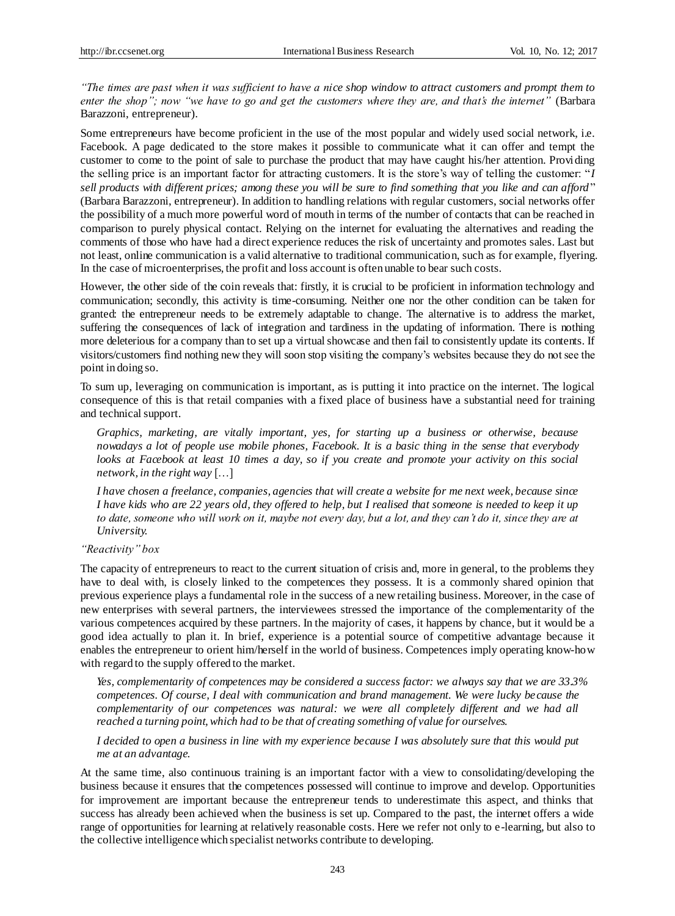*"The times are past when it was sufficient to have a nice shop window to attract customers and prompt them to enter the shop"; now "we have to go and get the customers where they are, and that's the internet"* (Barbara Barazzoni, entrepreneur).

Some entrepreneurs have become proficient in the use of the most popular and widely used social network, i.e. Facebook. A page dedicated to the store makes it possible to communicate what it can offer and tempt the customer to come to the point of sale to purchase the product that may have caught his/her attention. Providing the selling price is an important factor for attracting customers. It is the store's way of telling the customer: "*I sell products with different prices; among these you will be sure to find something that you like and can afford*" (Barbara Barazzoni, entrepreneur). In addition to handling relations with regular customers, social networks offer the possibility of a much more powerful word of mouth in terms of the number of contacts that can be reached in comparison to purely physical contact. Relying on the internet for evaluating the alternatives and reading the comments of those who have had a direct experience reduces the risk of uncertainty and promotes sales. Last but not least, online communication is a valid alternative to traditional communication, such as for example, flyering. In the case of microenterprises, the profit and loss account is often unable to bear such costs.

However, the other side of the coin reveals that: firstly, it is crucial to be proficient in information technology and communication; secondly, this activity is time-consuming. Neither one nor the other condition can be taken for granted: the entrepreneur needs to be extremely adaptable to change. The alternative is to address the market, suffering the consequences of lack of integration and tardiness in the updating of information. There is nothing more deleterious for a company than to set up a virtual showcase and then fail to consistently update its contents. If visitors/customers find nothing new they will soon stop visiting the company's websites because they do not see the point in doing so.

To sum up, leveraging on communication is important, as is putting it into practice on the internet. The logical consequence of this is that retail companies with a fixed place of business have a substantial need for training and technical support.

> *Graphics, marketing, are vitally important, yes, for starting up a business or otherwise, because nowadays a lot of people use mobile phones, Facebook. It is a basic thing in the sense that everybody looks at Facebook at least 10 times a day, so if you create and promote your activity on this social network, in the right way* […]

> *I have chosen a freelance, companies, agencies that will create a website for me next week, because since I have kids who are 22 years old, they offered to help, but I realised that someone is needed to keep it up to date, someone who will work on it, maybe not every day, but a lot, and they can't do it, since they are at University.*

*"Reactivity" box*

The capacity of entrepreneurs to react to the current situation of crisis and, more in general, to the problems they have to deal with, is closely linked to the competences they possess. It is a commonly shared opinion that previous experience plays a fundamental role in the success of a new retailing business. Moreover, in the case of new enterprises with several partners, the interviewees stressed the importance of the complementarity of the various competences acquired by these partners. In the majority of cases, it happens by chance, but it would be a good idea actually to plan it. In brief, experience is a potential source of competitive advantage because it enables the entrepreneur to orient him/herself in the world of business. Competences imply operating know-how with regard to the supply offered to the market.

> *Yes, complementarity of competences may be considered a success factor: we always say that we are 33.3% competences. Of course, I deal with communication and brand management. We were lucky because the complementarity of our competences was natural: we were all completely different and we had all reached a turning point, which had to be that of creating something of value for ourselves.*

> *I decided to open a business in line with my experience because I was absolutely sure that this would put me at an advantage.*

At the same time, also continuous training is an important factor with a view to consolidating/developing the business because it ensures that the competences possessed will continue to improve and develop. Opportunities for improvement are important because the entrepreneur tends to underestimate this aspect, and thinks that success has already been achieved when the business is set up. Compared to the past, the internet offers a wide range of opportunities for learning at relatively reasonable costs. Here we refer not only to e-learning, but also to the collective intelligence which specialist networks contribute to developing.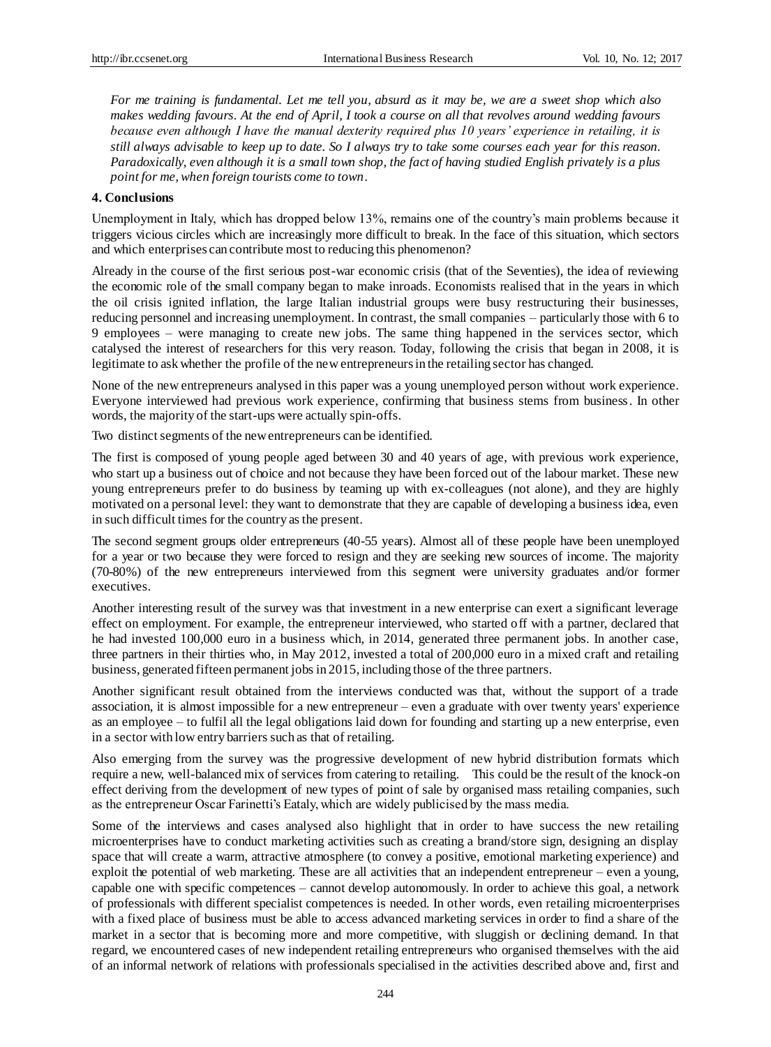*For me training is fundamental. Let me tell you, absurd as it may be, we are a sweet shop which also makes wedding favours. At the end of April, I took a course on all that revolves around wedding favours because even although I have the manual dexterity required plus 10 years' experience in retailing, it is still always advisable to keep up to date. So I always try to take some courses each year for this reason. Paradoxically, even although it is a small town shop, the fact of having studied English privately is a plus point for me, when foreign tourists come to town.*

## 4. Conclusions

Unemployment in Italy, which has dropped below 13%, remains one of the country's main problems because it triggers vicious circles which are increasingly more difficult to break. In the face of this situation, which sectors and which enterprises can contribute most to reducing this phenomenon?

Already in the course of the first serious post-war economic crisis (that of the Seventies), the idea of reviewing the economic role of the small company began to make inroads. Economists realised that in the years in which the oil crisis ignited inflation, the large Italian industrial groups were busy restructuring their businesses, reducing personnel and increasing unemployment. In contrast, the small companies – particularly those with 6 to 9 employees – were managing to create new jobs. The same thing happened in the services sector, which catalysed the interest of researchers for this very reason. Today, following the crisis that began in 2008, it is legitimate to ask whether the profile of the new entrepreneurs in the retailing sector has changed.

None of the new entrepreneurs analysed in this paper was a young unemployed person without work experience. Everyone interviewed had previous work experience, confirming that business stems from business. In other words, the majority of the start-ups were actually spin-offs.

Two distinct segments of the new entrepreneurs can be identified.

The first is composed of young people aged between 30 and 40 years of age, with previous work experience, who start up a business out of choice and not because they have been forced out of the labour market. These new young entrepreneurs prefer to do business by teaming up with ex-colleagues (not alone), and they are highly motivated on a personal level: they want to demonstrate that they are capable of developing a business idea, even in such difficult times for the country as the present.

The second segment groups older entrepreneurs (40-55 years). Almost all of these people have been unemployed for a year or two because they were forced to resign and they are seeking new sources of income. The majority (70-80%) of the new entrepreneurs interviewed from this segment were university graduates and/or former executives.

Another interesting result of the survey was that investment in a new enterprise can exert a significant leverage effect on employment. For example, the entrepreneur interviewed, who started off with a partner, declared that he had invested 100,000 euro in a business which, in 2014, generated three permanent jobs. In another case, three partners in their thirties who, in May 2012, invested a total of 200,000 euro in a mixed craft and retailing business, generated fifteen permanent jobs in 2015, including those of the three partners.

Another significant result obtained from the interviews conducted was that, without the support of a trade association, it is almost impossible for a new entrepreneur – even a graduate with over twenty years' experience as an employee – to fulfil all the legal obligations laid down for founding and starting up a new enterprise, even in a sector with low entry barriers such as that of retailing.

Also emerging from the survey was the progressive development of new hybrid distribution formats which require a new, well-balanced mix of services from catering to retailing. This could be the result of the knock-on effect deriving from the development of new types of point of sale by organised mass retailing companies, such as the entrepreneur Oscar Farinetti's Eataly, which are widely publicised by the mass media.

Some of the interviews and cases analysed also highlight that in order to have success the new retailing microenterprises have to conduct marketing activities such as creating a brand/store sign, designing an display space that will create a warm, attractive atmosphere (to convey a positive, emotional marketing experience) and exploit the potential of web marketing. These are all activities that an independent entrepreneur – even a young, capable one with specific competences – cannot develop autonomously. In order to achieve this goal, a network of professionals with different specialist competences is needed. In other words, even retailing microenterprises with a fixed place of business must be able to access advanced marketing services in order to find a share of the market in a sector that is becoming more and more competitive, with sluggish or declining demand. In that regard, we encountered cases of new independent retailing entrepreneurs who organised themselves with the aid of an informal network of relations with professionals specialised in the activities described above and, first and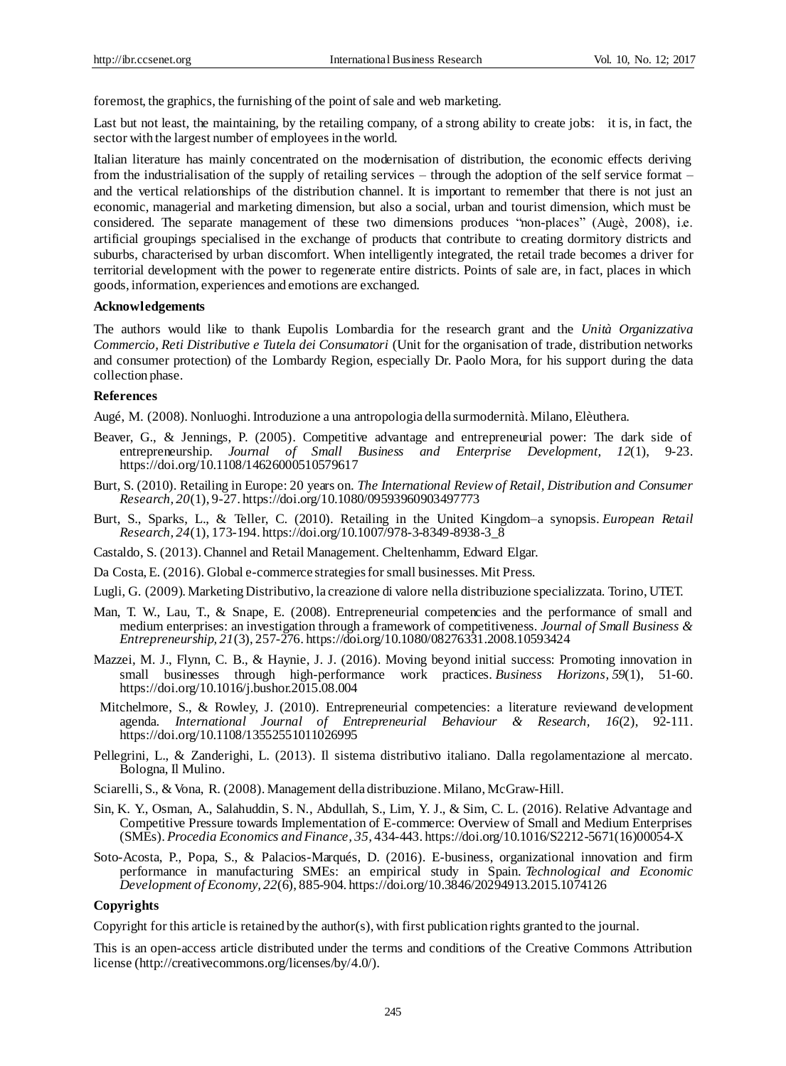foremost, the graphics, the furnishing of the point of sale and web marketing.

Last but not least, the maintaining, by the retailing company, of a strong ability to create jobs: it is, in fact, the sector with the largest number of employees in the world.

Italian literature has mainly concentrated on the modernisation of distribution, the economic effects deriving from the industrialisation of the supply of retailing services – through the adoption of the self service format – and the vertical relationships of the distribution channel. It is important to remember that there is not just an economic, managerial and marketing dimension, but also a social, urban and tourist dimension, which must be considered. The separate management of these two dimensions produces "non-places" (Augè, 2008), i.e. artificial groupings specialised in the exchange of products that contribute to creating dormitory districts and suburbs, characterised by urban discomfort. When intelligently integrated, the retail trade becomes a driver for territorial development with the power to regenerate entire districts. Points of sale are, in fact, places in which goods, information, experiences and emotions are exchanged.

### Acknowledgements

The authors would like to thank Eupolis Lombardia for the research grant and the *Unità Organizzativa Commercio, Reti Distributive e Tutela dei Consumatori* (Unit for the organisation of trade, distribution networks and consumer protection) of the Lombardy Region, especially Dr. Paolo Mora, for his support during the data collection phase.

### References

Augé, M. (2008). Nonluoghi. Introduzione a una antropologia della surmodernità. Milano, Elèuthera.

Beaver, G., & Jennings, P. (2005). Competitive advantage and entrepreneurial power: The dark side of entrepreneurship. *Journal of Small Business and Enterprise Development, 12*(1), 9-23. https://doi.org/10.1108/14626000510579617

Burt, S. (2010). Retailing in Europe: 20 years on. *The International Review of Retail, Distribution and Consumer Research, 20*(1), 9-27. https://doi.org/10.1080/09593960903497773

Burt, S., Sparks, L., & Teller, C. (2010). Retailing in the United Kingdom–a synopsis. *European Retail Research, 24*(1), 173-194. https://doi.org/10.1007/978-3-8349-8938-3_8

Castaldo, S. (2013). Channel and Retail Management. Cheltenhamm, Edward Elgar.

Da Costa, E. (2016). Global e-commerce strategies for small businesses. Mit Press.

Lugli, G. (2009). Marketing Distributivo, la creazione di valore nella distribuzione specializzata. Torino, UTET.

Man, T. W., Lau, T., & Snape, E. (2008). Entrepreneurial competencies and the performance of small and medium enterprises: an investigation through a framework of competitiveness. *Journal of Small Business & Entrepreneurship, 21*(3), 257-276. https://doi.org/10.1080/08276331.2008.10593424

Mazzei, M. J., Flynn, C. B., & Haynie, J. J. (2016). Moving beyond initial success: Promoting innovation in small businesses through high-performance work practices. *Business Horizons, 59*(1), 51-60. https://doi.org/10.1016/j.bushor.2015.08.004

Mitchelmore, S., & Rowley, J. (2010). Entrepreneurial competencies: a literature reviewand development agenda. *International Journal of Entrepreneurial Behaviour & Research, 16*(2), 92-111. https://doi.org/10.1108/13552551011026995

Pellegrini, L., & Zanderighi, L. (2013). Il sistema distributivo italiano. Dalla regolamentazione al mercato. Bologna, Il Mulino.

Sciarelli, S., & Vona, R. (2008). Management della distribuzione. Milano, McGraw-Hill.

Sin, K. Y., Osman, A., Salahuddin, S. N., Abdullah, S., Lim, Y. J., & Sim, C. L. (2016). Relative Advantage and Competitive Pressure towards Implementation of E-commerce: Overview of Small and Medium Enterprises (SMEs). *Procedia Economics and Finance, 35*, 434-443. https://doi.org/10.1016/S2212-5671(16)00054-X

Soto-Acosta, P., Popa, S., & Palacios-Marqués, D. (2016). E-business, organizational innovation and firm performance in manufacturing SMEs: an empirical study in Spain. *Technological and Economic Development of Economy, 22*(6), 885-904. https://doi.org/10.3846/20294913.2015.1074126

### Copyrights

Copyright for this article is retained by the author(s), with first publication rights granted to the journal.

This is an open-access article distributed under the terms and conditions of the Creative Commons Attribution license (http://creativecommons.org/licenses/by/4.0/).